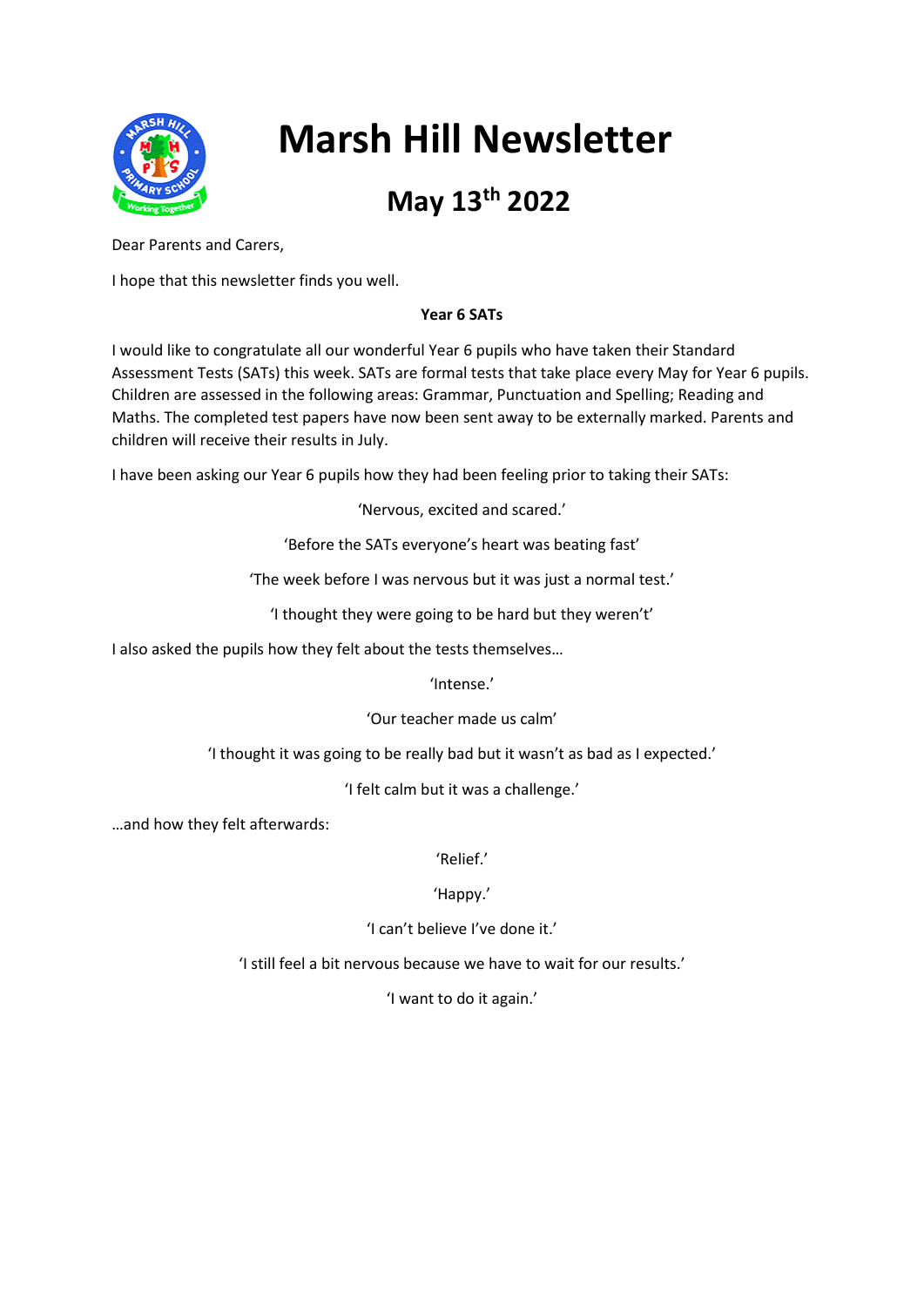# Marsh Hill Newsletter

## May 13th 2022

Dear Parents and Carers,

I hope that this newsletter finds you well.

**Year 6 SATs**

I would like to congratulate all our wonderful Year 6 pupils who have taken their Standard Assessment Tests (SATs) this week. SATs are formal tests that take place every May for Year 6 pupils. Children are assessed in the following areas: Grammar, Punctuation and Spelling; Reading and Maths. The completed test papers have now been sent away to be externally marked. Parents and children will receive their results in July.

I have been asking our Year 6 pupils how they had been feeling prior to taking their SATs:

'Nervous, excited and scared.'

'Before the SATs everyone's heart was beating fast'

'The week before I was nervous but it was just a normal test.'

'I thought they were going to be hard but they weren't'

I also asked the pupils how they felt about the tests themselves…

'Intense.'

'Our teacher made us calm'

'I thought it was going to be really bad but it wasn't as bad as I expected.'

'I felt calm but it was a challenge.'

…and how they felt afterwards:

'Relief.'

'Happy.'

'I can't believe I've done it.'

'I still feel a bit nervous because we have to wait for our results.'

'I want to do it again.'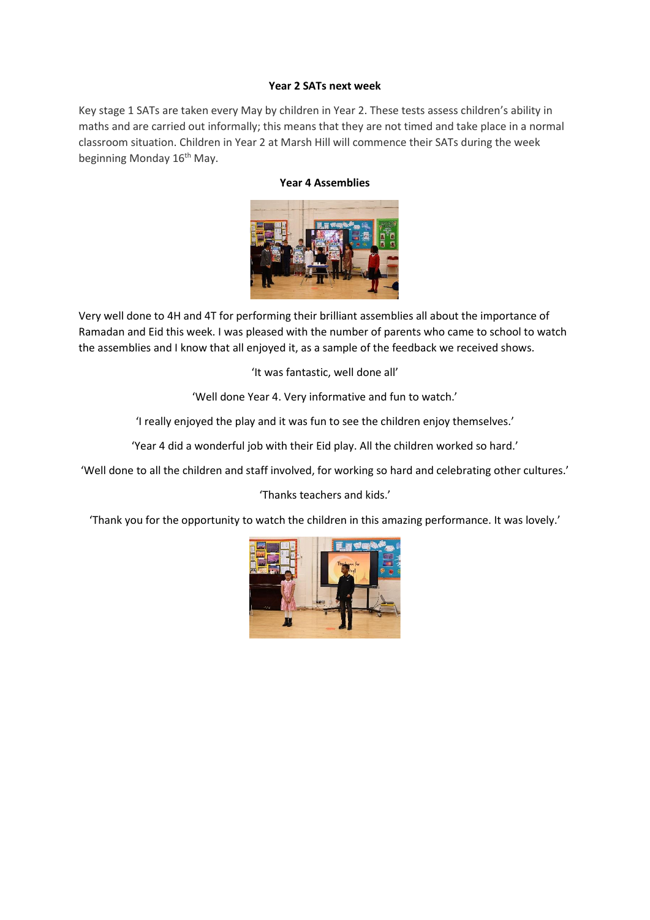**Year 2 SATs next week**

Key stage 1 SATs are taken every May by children in Year 2. These tests assess children's ability in maths and are carried out informally; this means that they are not timed and take place in a normal classroom situation. Children in Year 2 at Marsh Hill will commence their SATs during the week beginning Monday 16th May.

**Year 4 Assemblies**

Very well done to 4H and 4T for performing their brilliant assemblies all about the importance of Ramadan and Eid this week. I was pleased with the number of parents who came to school to watch the assemblies and I know that all enjoyed it, as a sample of the feedback we received shows.

'It was fantastic, well done all'

'Well done Year 4. Very informative and fun to watch.'

'I really enjoyed the play and it was fun to see the children enjoy themselves.'

'Year 4 did a wonderful job with their Eid play. All the children worked so hard.'

'Well done to all the children and staff involved, for working so hard and celebrating other cultures.'

'Thanks teachers and kids.'

'Thank you for the opportunity to watch the children in this amazing performance. It was lovely.'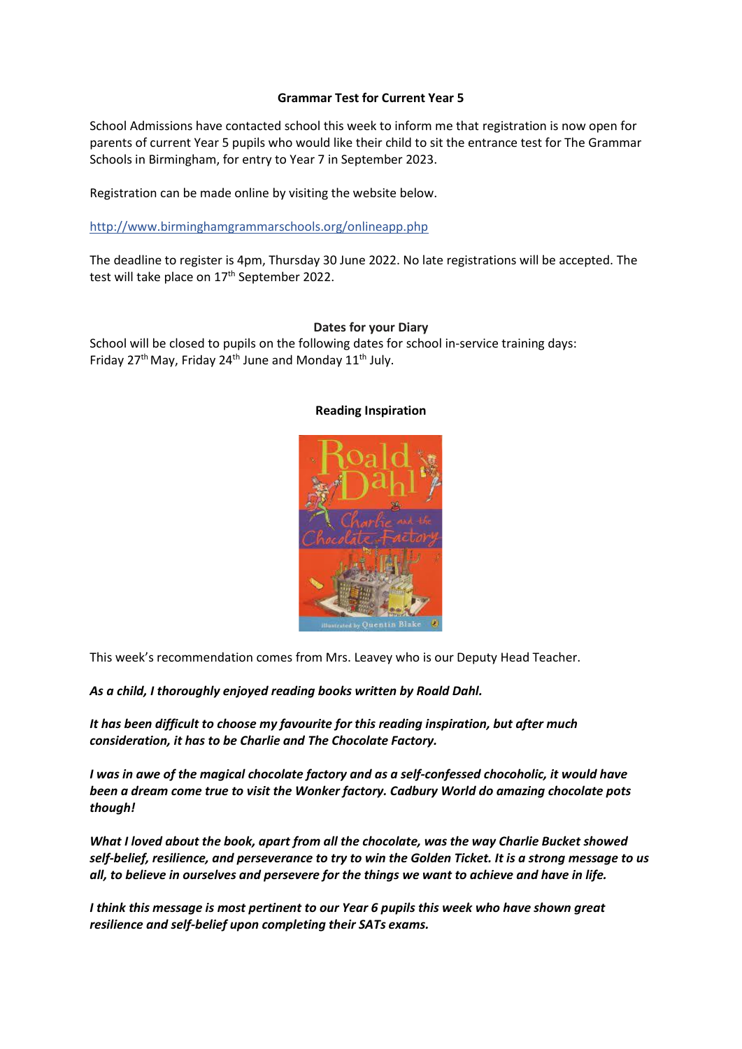## Grammar Test for Current Year 5

School Admissions have contacted school this week to inform me that registration is now open for parents of current Year 5 pupils who would like their child to sit the entrance test for The Grammar Schools in Birmingham, for entry to Year 7 in September 2023.

Registration can be made online by visiting the website below.

http://www.birminghamgrammarschools.org/onlineapp.php

The deadline to register is 4pm, Thursday 30 June 2022. No late registrations will be accepted. The test will take place on 17th September 2022.

## Dates for your Diary

School will be closed to pupils on the following dates for school in-service training days: Friday 27th May, Friday 24th June and Monday 11th July.

## Reading Inspiration

This week's recommendation comes from Mrs. Leavey who is our Deputy Head Teacher.

***As a child, I thoroughly enjoyed reading books written by Roald Dahl.***

***It has been difficult to choose my favourite for this reading inspiration, but after much consideration, it has to be Charlie and The Chocolate Factory.***

***I was in awe of the magical chocolate factory and as a self-confessed chocoholic, it would have been a dream come true to visit the Wonker factory. Cadbury World do amazing chocolate pots though!***

***What I loved about the book, apart from all the chocolate, was the way Charlie Bucket showed self-belief, resilience, and perseverance to try to win the Golden Ticket. It is a strong message to us all, to believe in ourselves and persevere for the things we want to achieve and have in life.***

***I think this message is most pertinent to our Year 6 pupils this week who have shown great resilience and self-belief upon completing their SATs exams.***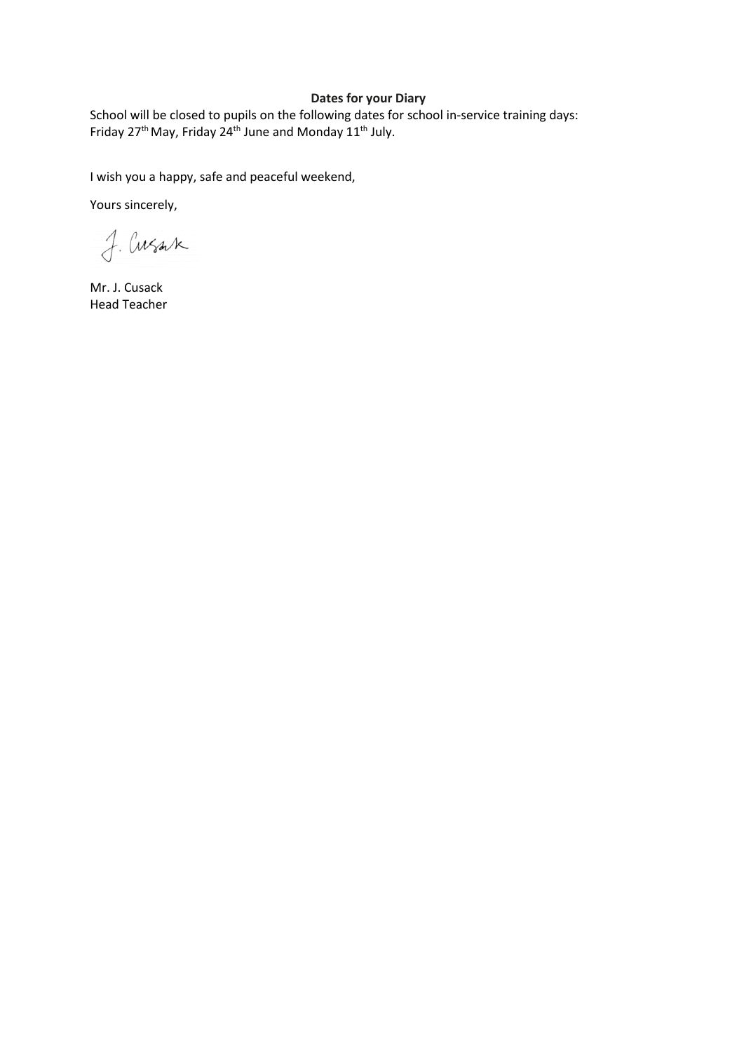**Dates for your Diary**

School will be closed to pupils on the following dates for school in-service training days: Friday 27th May, Friday 24th June and Monday 11th July.

I wish you a happy, safe and peaceful weekend,

Yours sincerely,

J. Cusack

Mr. J. Cusack
Head Teacher